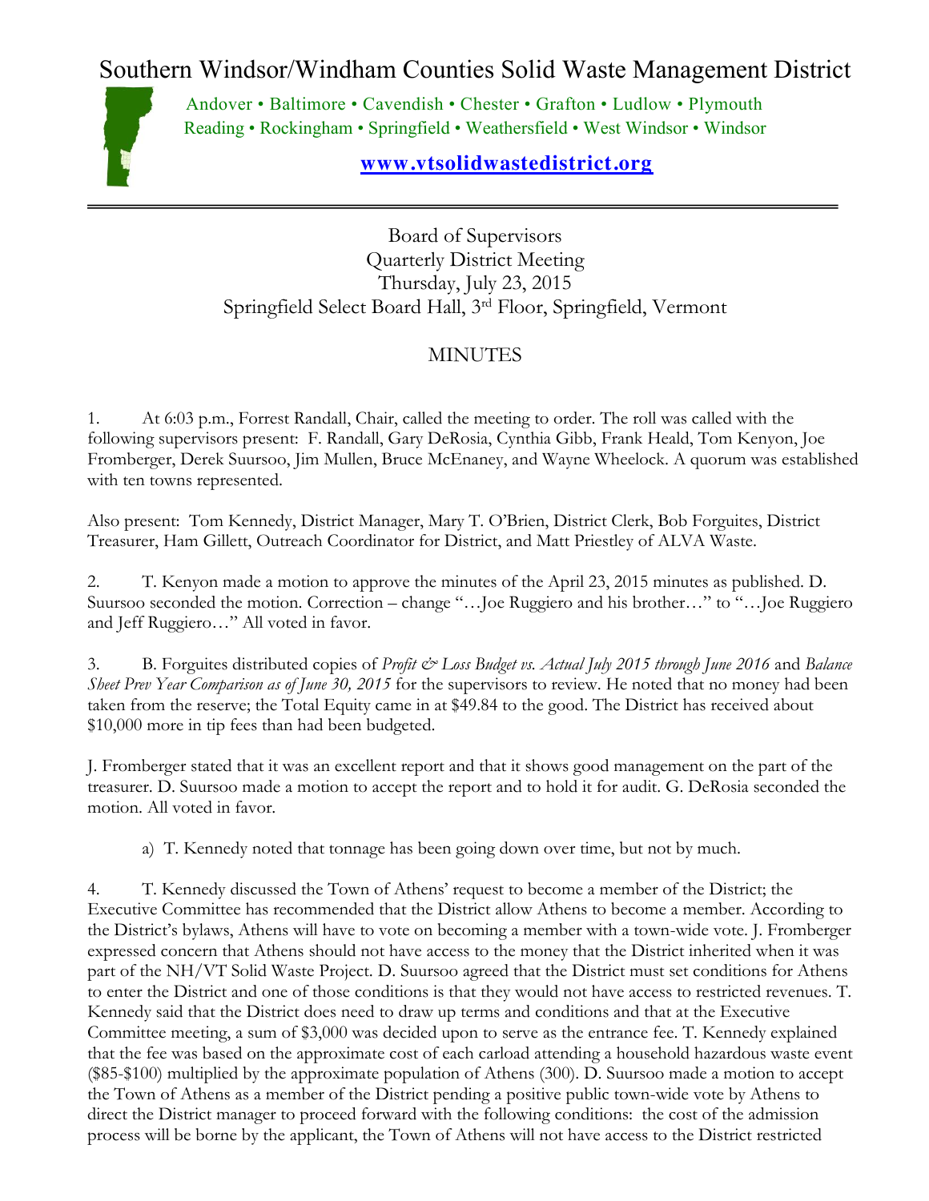# Southern Windsor/Windham Counties Solid Waste Management District

Andover • Baltimore • Cavendish • Chester • Grafton • Ludlow • Plymouth
Reading • Rockingham • Springfield • Weathersfield • West Windsor • Windsor

**www.vtsolidwastedistrict.org**

---

Board of Supervisors
Quarterly District Meeting
Thursday, July 23, 2015
Springfield Select Board Hall, 3rd Floor, Springfield, Vermont

MINUTES

1. At 6:03 p.m., Forrest Randall, Chair, called the meeting to order. The roll was called with the following supervisors present: F. Randall, Gary DeRosia, Cynthia Gibb, Frank Heald, Tom Kenyon, Joe Fromberger, Derek Suursoo, Jim Mullen, Bruce McEnaney, and Wayne Wheelock. A quorum was established with ten towns represented.

Also present: Tom Kennedy, District Manager, Mary T. O'Brien, District Clerk, Bob Forguites, District Treasurer, Ham Gillett, Outreach Coordinator for District, and Matt Priestley of ALVA Waste.

2. T. Kenyon made a motion to approve the minutes of the April 23, 2015 minutes as published. D. Suursoo seconded the motion. Correction – change "…Joe Ruggiero and his brother…" to "…Joe Ruggiero and Jeff Ruggiero…" All voted in favor.

3. B. Forguites distributed copies of *Profit & Loss Budget vs. Actual July 2015 through June 2016* and *Balance Sheet Prev Year Comparison as of June 30, 2015* for the supervisors to review. He noted that no money had been taken from the reserve; the Total Equity came in at $49.84 to the good. The District has received about $10,000 more in tip fees than had been budgeted.

J. Fromberger stated that it was an excellent report and that it shows good management on the part of the treasurer. D. Suursoo made a motion to accept the report and to hold it for audit. G. DeRosia seconded the motion. All voted in favor.

a) T. Kennedy noted that tonnage has been going down over time, but not by much.

4. T. Kennedy discussed the Town of Athens' request to become a member of the District; the Executive Committee has recommended that the District allow Athens to become a member. According to the District's bylaws, Athens will have to vote on becoming a member with a town-wide vote. J. Fromberger expressed concern that Athens should not have access to the money that the District inherited when it was part of the NH/VT Solid Waste Project. D. Suursoo agreed that the District must set conditions for Athens to enter the District and one of those conditions is that they would not have access to restricted revenues. T. Kennedy said that the District does need to draw up terms and conditions and that at the Executive Committee meeting, a sum of $3,000 was decided upon to serve as the entrance fee. T. Kennedy explained that the fee was based on the approximate cost of each carload attending a household hazardous waste event ($85-$100) multiplied by the approximate population of Athens (300). D. Suursoo made a motion to accept the Town of Athens as a member of the District pending a positive public town-wide vote by Athens to direct the District manager to proceed forward with the following conditions: the cost of the admission process will be borne by the applicant, the Town of Athens will not have access to the District restricted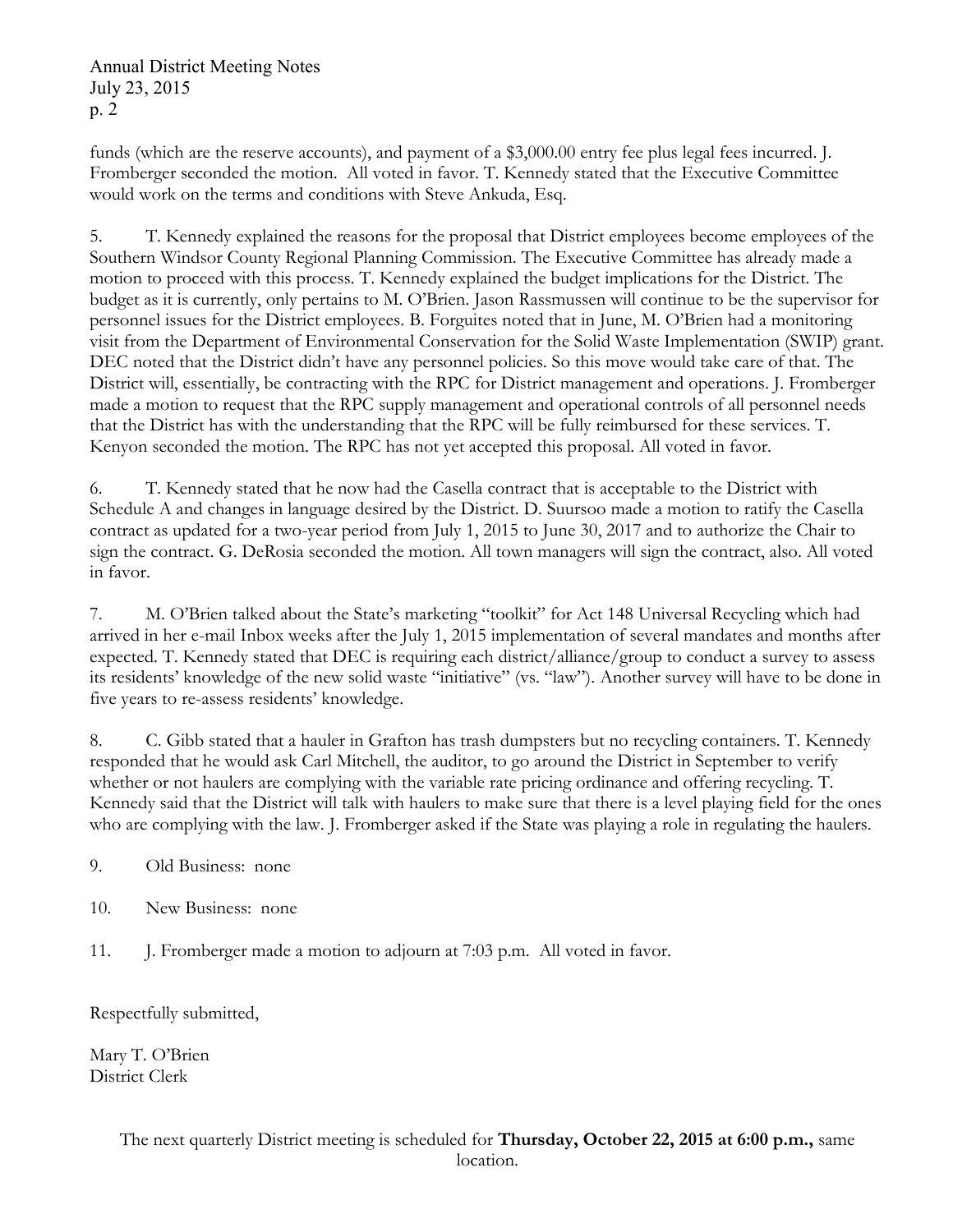funds (which are the reserve accounts), and payment of a $3,000.00 entry fee plus legal fees incurred. J. Fromberger seconded the motion. All voted in favor. T. Kennedy stated that the Executive Committee would work on the terms and conditions with Steve Ankuda, Esq.

5. T. Kennedy explained the reasons for the proposal that District employees become employees of the Southern Windsor County Regional Planning Commission. The Executive Committee has already made a motion to proceed with this process. T. Kennedy explained the budget implications for the District. The budget as it is currently, only pertains to M. O'Brien. Jason Rassmussen will continue to be the supervisor for personnel issues for the District employees. B. Forguites noted that in June, M. O'Brien had a monitoring visit from the Department of Environmental Conservation for the Solid Waste Implementation (SWIP) grant. DEC noted that the District didn't have any personnel policies. So this move would take care of that. The District will, essentially, be contracting with the RPC for District management and operations. J. Fromberger made a motion to request that the RPC supply management and operational controls of all personnel needs that the District has with the understanding that the RPC will be fully reimbursed for these services. T. Kenyon seconded the motion. The RPC has not yet accepted this proposal. All voted in favor.

6. T. Kennedy stated that he now had the Casella contract that is acceptable to the District with Schedule A and changes in language desired by the District. D. Suursoo made a motion to ratify the Casella contract as updated for a two-year period from July 1, 2015 to June 30, 2017 and to authorize the Chair to sign the contract. G. DeRosia seconded the motion. All town managers will sign the contract, also. All voted in favor.

7. M. O'Brien talked about the State's marketing "toolkit" for Act 148 Universal Recycling which had arrived in her e-mail Inbox weeks after the July 1, 2015 implementation of several mandates and months after expected. T. Kennedy stated that DEC is requiring each district/alliance/group to conduct a survey to assess its residents' knowledge of the new solid waste "initiative" (vs. "law"). Another survey will have to be done in five years to re-assess residents' knowledge.

8. C. Gibb stated that a hauler in Grafton has trash dumpsters but no recycling containers. T. Kennedy responded that he would ask Carl Mitchell, the auditor, to go around the District in September to verify whether or not haulers are complying with the variable rate pricing ordinance and offering recycling. T. Kennedy said that the District will talk with haulers to make sure that there is a level playing field for the ones who are complying with the law. J. Fromberger asked if the State was playing a role in regulating the haulers.

9. Old Business: none

10. New Business: none

11. J. Fromberger made a motion to adjourn at 7:03 p.m. All voted in favor.

Respectfully submitted,

Mary T. O'Brien
District Clerk

The next quarterly District meeting is scheduled for **Thursday, October 22, 2015 at 6:00 p.m.,** same location.